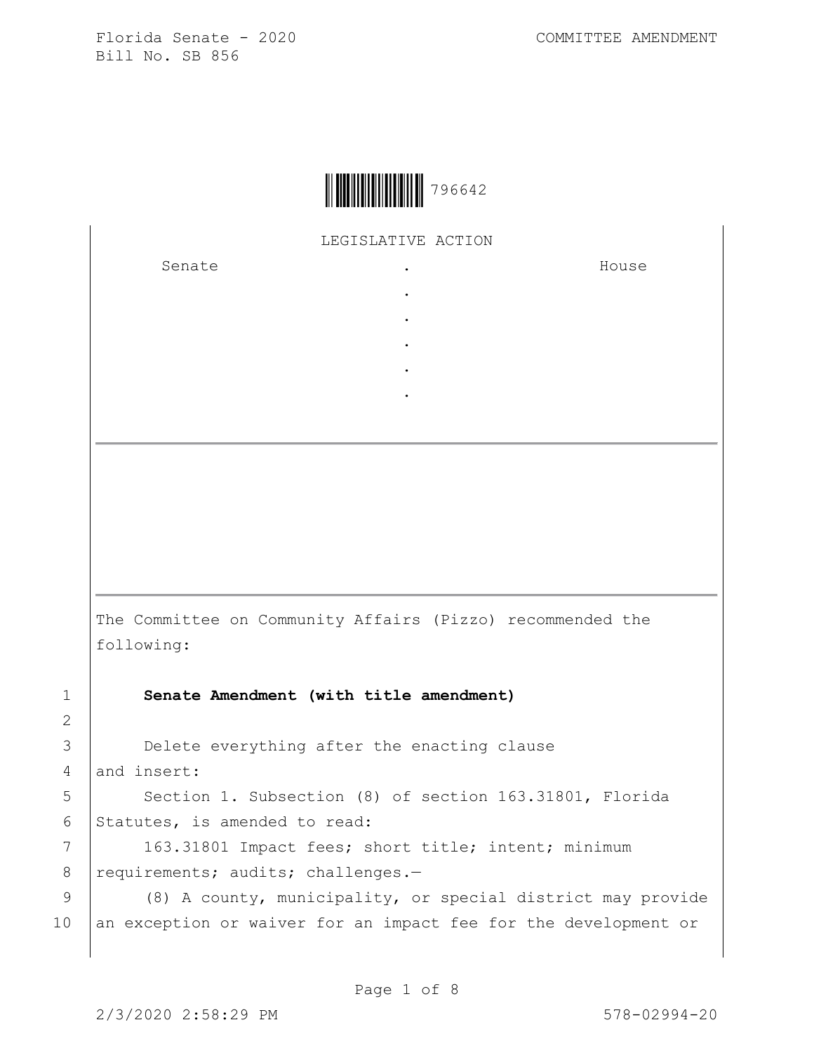Florida Senate - 2020
Bill No. SB 856

COMMITTEE AMENDMENT

796642

LEGISLATIVE ACTION

| Senate | . | House |
|---|---|---|
| | . | |
| | . | |
| | . | |
| | . | |
| | . | |

The Committee on Community Affairs (Pizzo) recommended the following:

1 **Senate Amendment (with title amendment)**

2

3 Delete everything after the enacting clause
4 and insert:
5 Section 1. Subsection (8) of section 163.31801, Florida
6 Statutes, is amended to read:
7 163.31801 Impact fees; short title; intent; minimum
8 requirements; audits; challenges.—
9 (8) A county, municipality, or special district may provide
10 an exception or waiver for an impact fee for the development or

2/3/2020 2:58:29 PM 578-02994-20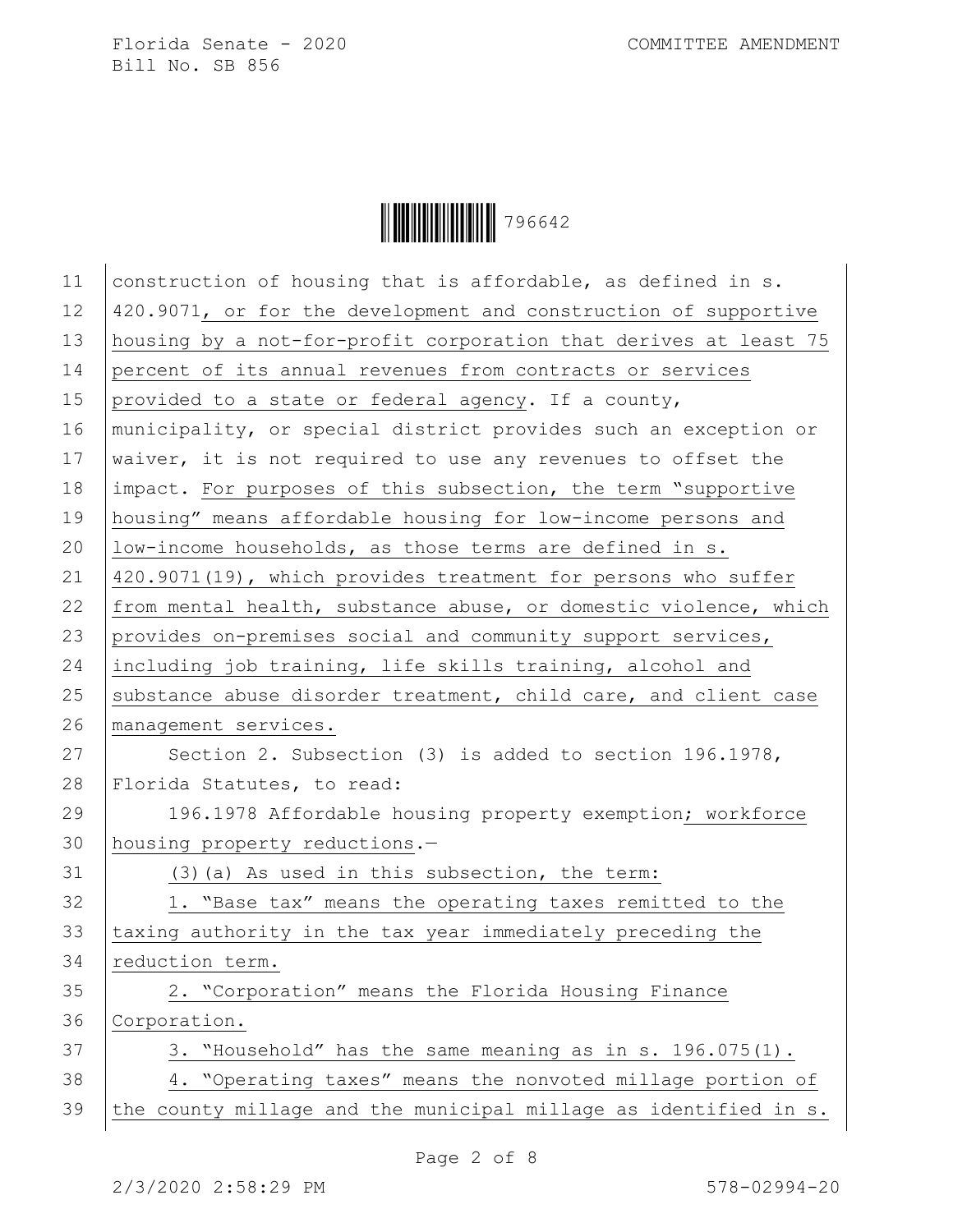construction of housing that is affordable, as defined in s. 420.9071, or for the development and construction of supportive housing by a not-for-profit corporation that derives at least 75 percent of its annual revenues from contracts or services provided to a state or federal agency. If a county, municipality, or special district provides such an exception or waiver, it is not required to use any revenues to offset the impact. For purposes of this subsection, the term "supportive housing" means affordable housing for low-income persons and low-income households, as those terms are defined in s. 420.9071(19), which provides treatment for persons who suffer from mental health, substance abuse, or domestic violence, which provides on-premises social and community support services, including job training, life skills training, alcohol and substance abuse disorder treatment, child care, and client case management services.

Section 2. Subsection (3) is added to section 196.1978, Florida Statutes, to read:

196.1978 Affordable housing property exemption; workforce housing property reductions.—

(3)(a) As used in this subsection, the term:

1. "Base tax" means the operating taxes remitted to the taxing authority in the tax year immediately preceding the reduction term.

2. "Corporation" means the Florida Housing Finance Corporation.

3. "Household" has the same meaning as in s. 196.075(1).

4. "Operating taxes" means the nonvoted millage portion of the county millage and the municipal millage as identified in s.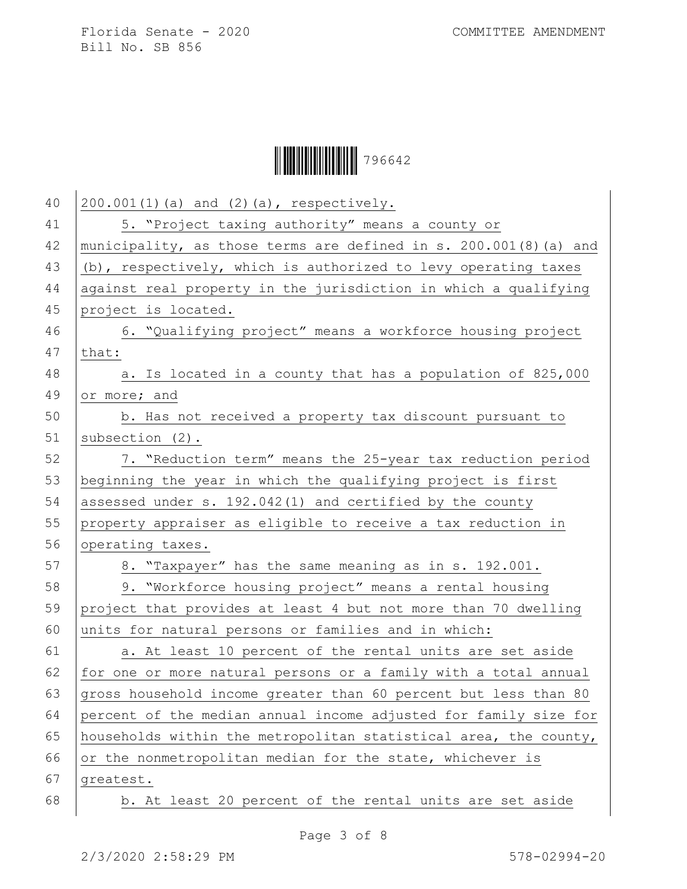200.001(1)(a) and (2)(a), respectively.

5. "Project taxing authority" means a county or municipality, as those terms are defined in s. 200.001(8)(a) and (b), respectively, which is authorized to levy operating taxes against real property in the jurisdiction in which a qualifying project is located.

6. "Qualifying project" means a workforce housing project that:

a. Is located in a county that has a population of 825,000 or more; and

b. Has not received a property tax discount pursuant to subsection (2).

7. "Reduction term" means the 25-year tax reduction period beginning the year in which the qualifying project is first assessed under s. 192.042(1) and certified by the county property appraiser as eligible to receive a tax reduction in operating taxes.

8. "Taxpayer" has the same meaning as in s. 192.001.

9. "Workforce housing project" means a rental housing project that provides at least 4 but not more than 70 dwelling units for natural persons or families and in which:

a. At least 10 percent of the rental units are set aside for one or more natural persons or a family with a total annual gross household income greater than 60 percent but less than 80 percent of the median annual income adjusted for family size for households within the metropolitan statistical area, the county, or the nonmetropolitan median for the state, whichever is greatest.

b. At least 20 percent of the rental units are set aside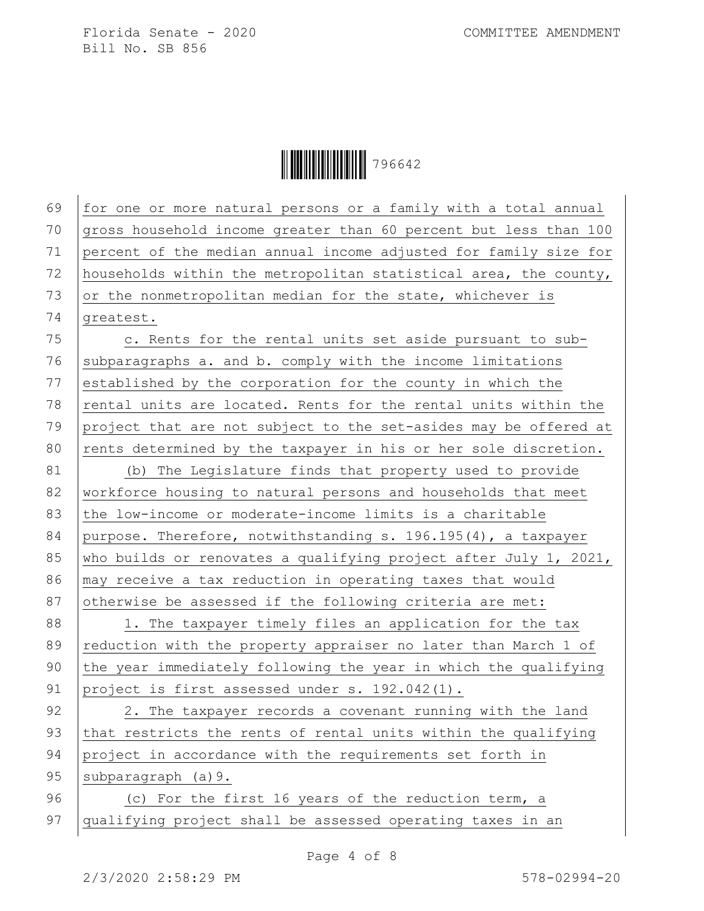for one or more natural persons or a family with a total annual gross household income greater than 60 percent but less than 100 percent of the median annual income adjusted for family size for households within the metropolitan statistical area, the county, or the nonmetropolitan median for the state, whichever is greatest.

c. Rents for the rental units set aside pursuant to sub-subparagraphs a. and b. comply with the income limitations established by the corporation for the county in which the rental units are located. Rents for the rental units within the project that are not subject to the set-asides may be offered at rents determined by the taxpayer in his or her sole discretion.

(b) The Legislature finds that property used to provide workforce housing to natural persons and households that meet the low-income or moderate-income limits is a charitable purpose. Therefore, notwithstanding s. 196.195(4), a taxpayer who builds or renovates a qualifying project after July 1, 2021, may receive a tax reduction in operating taxes that would otherwise be assessed if the following criteria are met:

1. The taxpayer timely files an application for the tax reduction with the property appraiser no later than March 1 of the year immediately following the year in which the qualifying project is first assessed under s. 192.042(1).

2. The taxpayer records a covenant running with the land that restricts the rents of rental units within the qualifying project in accordance with the requirements set forth in subparagraph (a)9.

(c) For the first 16 years of the reduction term, a qualifying project shall be assessed operating taxes in an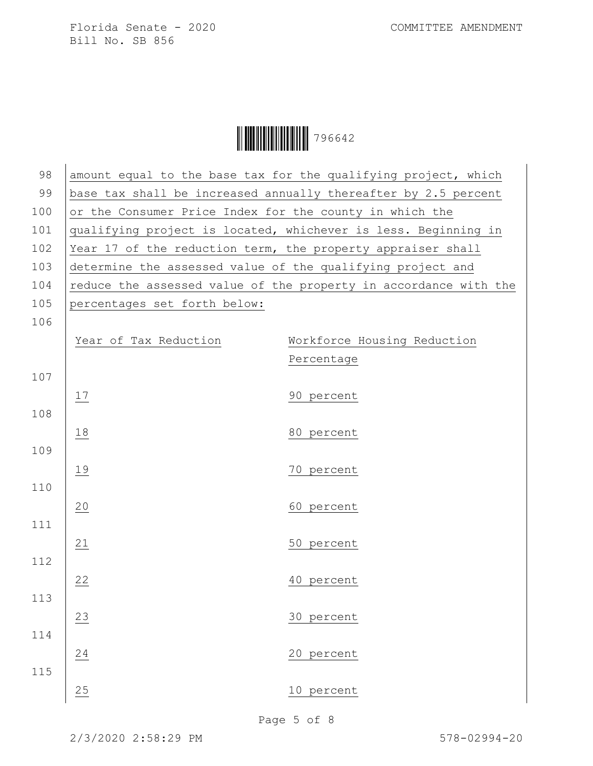amount equal to the base tax for the qualifying project, which base tax shall be increased annually thereafter by 2.5 percent or the Consumer Price Index for the county in which the qualifying project is located, whichever is less. Beginning in Year 17 of the reduction term, the property appraiser shall determine the assessed value of the qualifying project and reduce the assessed value of the property in accordance with the percentages set forth below:

| Year of Tax Reduction | Workforce Housing Reduction Percentage |
|---|---|
| 17 | 90 percent |
| 18 | 80 percent |
| 19 | 70 percent |
| 20 | 60 percent |
| 21 | 50 percent |
| 22 | 40 percent |
| 23 | 30 percent |
| 24 | 20 percent |
| 25 | 10 percent |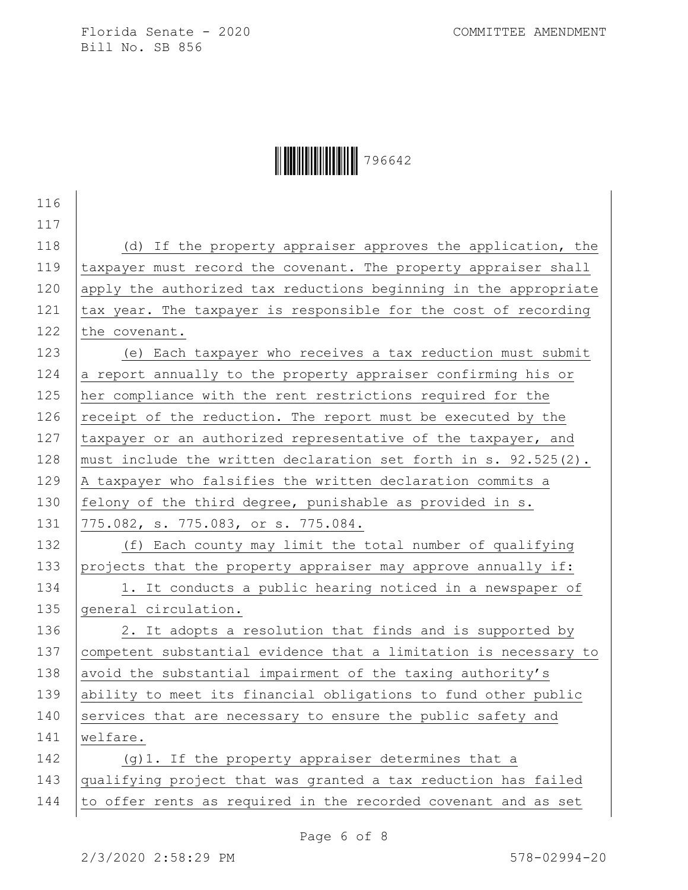(d) If the property appraiser approves the application, the taxpayer must record the covenant. The property appraiser shall apply the authorized tax reductions beginning in the appropriate tax year. The taxpayer is responsible for the cost of recording the covenant.

(e) Each taxpayer who receives a tax reduction must submit a report annually to the property appraiser confirming his or her compliance with the rent restrictions required for the receipt of the reduction. The report must be executed by the taxpayer or an authorized representative of the taxpayer, and must include the written declaration set forth in s. 92.525(2). A taxpayer who falsifies the written declaration commits a felony of the third degree, punishable as provided in s. 775.082, s. 775.083, or s. 775.084.

(f) Each county may limit the total number of qualifying projects that the property appraiser may approve annually if:

1. It conducts a public hearing noticed in a newspaper of general circulation.

2. It adopts a resolution that finds and is supported by competent substantial evidence that a limitation is necessary to avoid the substantial impairment of the taxing authority's ability to meet its financial obligations to fund other public services that are necessary to ensure the public safety and welfare.

(g)1. If the property appraiser determines that a qualifying project that was granted a tax reduction has failed to offer rents as required in the recorded covenant and as set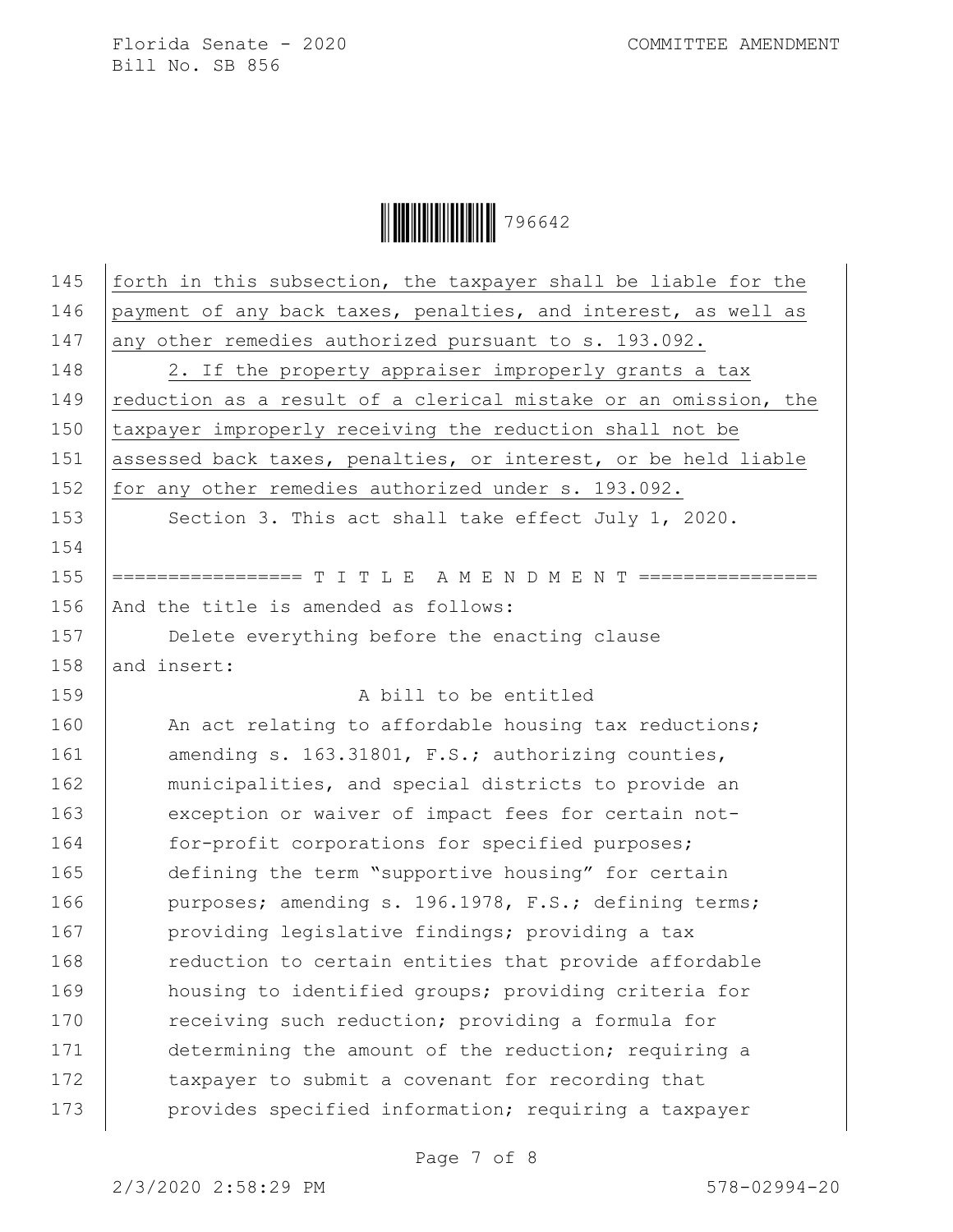forth in this subsection, the taxpayer shall be liable for the payment of any back taxes, penalties, and interest, as well as any other remedies authorized pursuant to s. 193.092.

2. If the property appraiser improperly grants a tax reduction as a result of a clerical mistake or an omission, the taxpayer improperly receiving the reduction shall not be assessed back taxes, penalties, or interest, or be held liable for any other remedies authorized under s. 193.092.

Section 3. This act shall take effect July 1, 2020.

================= T I T L E A M E N D M E N T ================

And the title is amended as follows:

Delete everything before the enacting clause and insert:

A bill to be entitled

An act relating to affordable housing tax reductions; amending s. 163.31801, F.S.; authorizing counties, municipalities, and special districts to provide an exception or waiver of impact fees for certain not-for-profit corporations for specified purposes; defining the term "supportive housing" for certain purposes; amending s. 196.1978, F.S.; defining terms; providing legislative findings; providing a tax reduction to certain entities that provide affordable housing to identified groups; providing criteria for receiving such reduction; providing a formula for determining the amount of the reduction; requiring a taxpayer to submit a covenant for recording that provides specified information; requiring a taxpayer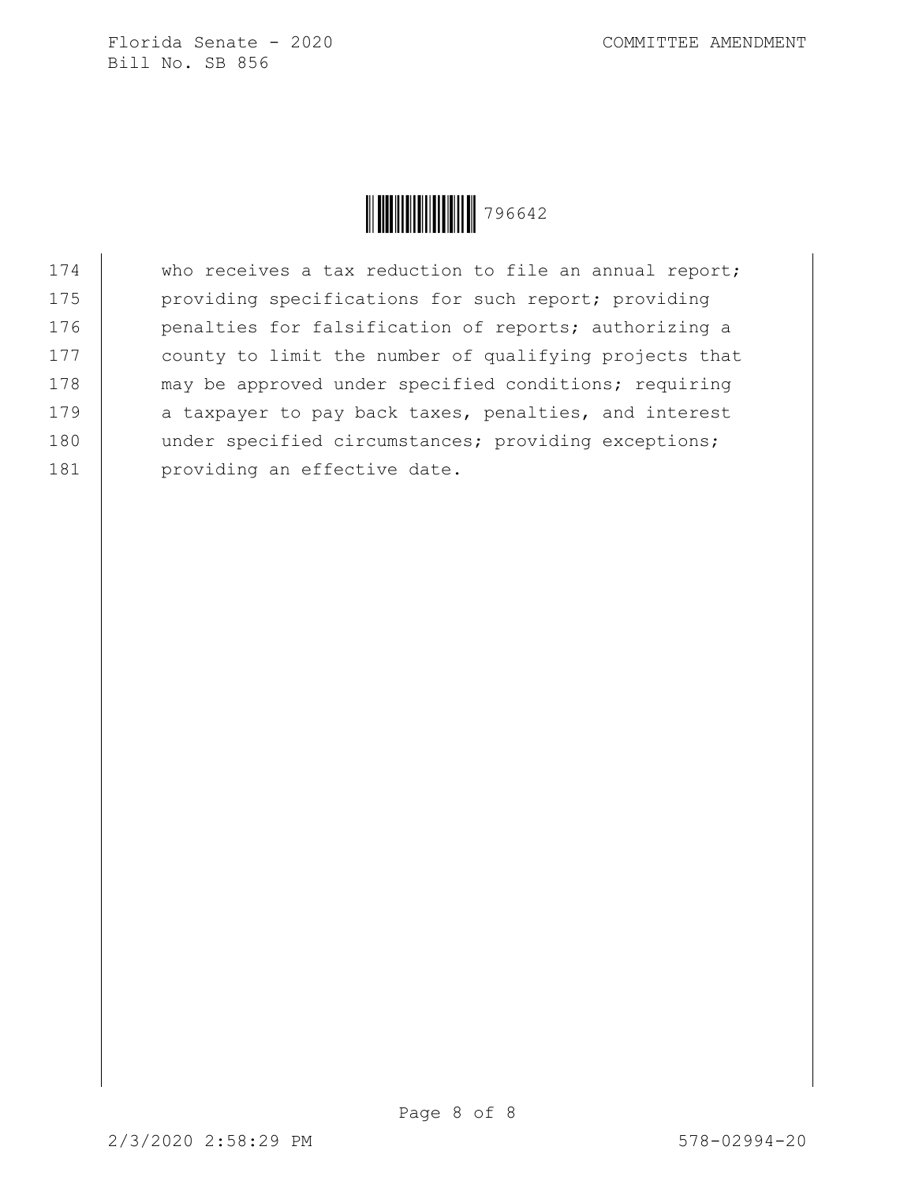174 who receives a tax reduction to file an annual report;
175 providing specifications for such report; providing
176 penalties for falsification of reports; authorizing a
177 county to limit the number of qualifying projects that
178 may be approved under specified conditions; requiring
179 a taxpayer to pay back taxes, penalties, and interest
180 under specified circumstances; providing exceptions;
181 providing an effective date.